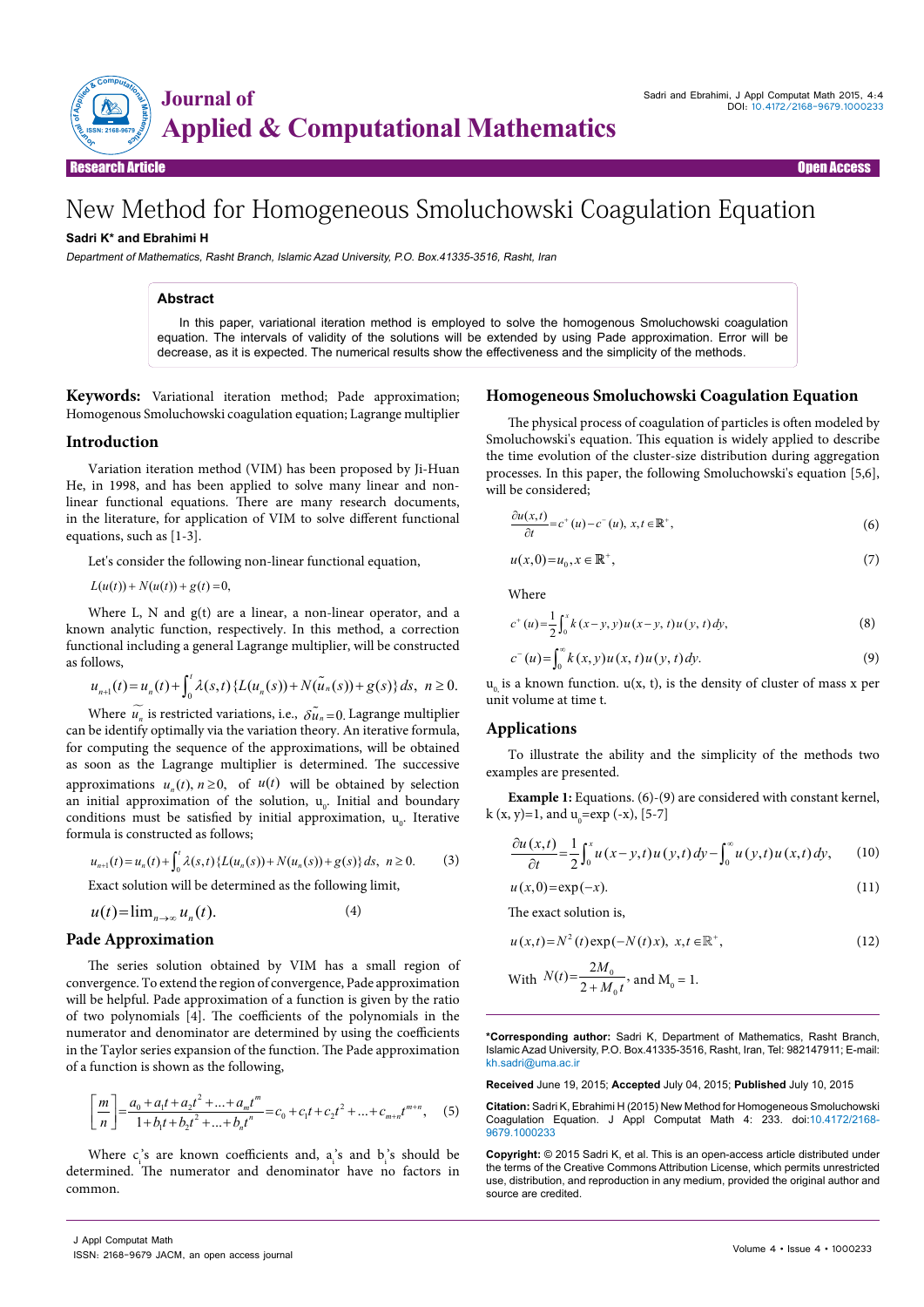Research Article | Open Access

# New Method for Homogeneous Smoluchowski Coagulation Equation

**Sadri K\* and Ebrahimi H**

*Department of Mathematics, Rasht Branch, Islamic Azad University, P.O. Box.41335-3516, Rasht, Iran*

### Abstract

In this paper, variational iteration method is employed to solve the homogenous Smoluchowski coagulation equation. The intervals of validity of the solutions will be extended by using Pade approximation. Error will be decrease, as it is expected. The numerical results show the effectiveness and the simplicity of the methods.

**Keywords:** Variational iteration method; Pade approximation; Homogenous Smoluchowski coagulation equation; Lagrange multiplier

## Introduction

Variation iteration method (VIM) has been proposed by Ji-Huan He, in 1998, and has been applied to solve many linear and non-linear functional equations. There are many research documents, in the literature, for application of VIM to solve different functional equations, such as [1-3].

Let's consider the following non-linear functional equation,

$$L(u(t)) + N(u(t)) + g(t) = 0,$$

Where L, N and g(t) are a linear, a non-linear operator, and a known analytic function, respectively. In this method, a correction functional including a general Lagrange multiplier, will be constructed as follows,

$$u_{n+1}(t) = u_n(t) + \int_0^t \lambda(s,t)\{L(u_n(s)) + N(\tilde{u}_n(s)) + g(s)\}\,ds,\ \ n \geq 0.$$

Where $\tilde{u}_n$ is restricted variations, i.e., $\delta\tilde{u}_n = 0.$ Lagrange multiplier can be identify optimally via the variation theory. An iterative formula, for computing the sequence of the approximations, will be obtained as soon as the Lagrange multiplier is determined. The successive approximations $u_n(t),\ n \geq 0,$ of $u(t)$ will be obtained by selection an initial approximation of the solution, $u_0$. Initial and boundary conditions must be satisfied by initial approximation, $u_0$. Iterative formula is constructed as follows;

$$u_{n+1}(t) = u_n(t) + \int_0^t \lambda(s,t)\{L(u_n(s)) + N(u_n(s)) + g(s)\}\,ds,\ \ n \geq 0. \tag{3}$$

Exact solution will be determined as the following limit,

$$u(t) = \lim_{n\to\infty} u_n(t). \tag{4}$$

## Pade Approximation

The series solution obtained by VIM has a small region of convergence. To extend the region of convergence, Pade approximation will be helpful. Pade approximation of a function is given by the ratio of two polynomials [4]. The coefficients of the polynomials in the numerator and denominator are determined by using the coefficients in the Taylor series expansion of the function. The Pade approximation of a function is shown as the following,

$$\left[\frac{m}{n}\right] = \frac{a_0 + a_1 t + a_2 t^2 + \dots + a_m t^m}{1 + b_1 t + b_2 t^2 + \dots + b_n t^n} = c_0 + c_1 t + c_2 t^2 + \dots + c_{m+n} t^{m+n}, \tag{5}$$

Where $c_i$'s are known coefficients and, $a_i$'s and $b_i$'s should be determined. The numerator and denominator have no factors in common.

## Homogeneous Smoluchowski Coagulation Equation

The physical process of coagulation of particles is often modeled by Smoluchowski's equation. This equation is widely applied to describe the time evolution of the cluster-size distribution during aggregation processes. In this paper, the following Smoluchowski's equation [5,6], will be considered;

$$\frac{\partial u(x,t)}{\partial t} = c^+(u) - c^-(u),\ x,t \in \mathbb{R}^+, \tag{6}$$

$$u(x,0) = u_0,\ x \in \mathbb{R}^+, \tag{7}$$

Where

$$c^+(u) = \frac{1}{2}\int_0^x k(x-y,y)\,u(x-y,t)\,u(y,t)\,dy, \tag{8}$$

$$c^-(u) = \int_0^\infty k(x,y)\,u(x,t)\,u(y,t)\,dy. \tag{9}$$

$u_0$ is a known function. u(x, t), is the density of cluster of mass x per unit volume at time t.

## Applications

To illustrate the ability and the simplicity of the methods two examples are presented.

**Example 1:** Equations. (6)-(9) are considered with constant kernel, k (x, y)=1, and $u_0=\exp(-x)$, [5-7]

$$\frac{\partial u(x,t)}{\partial t} = \frac{1}{2}\int_0^x u(x-y,t)\,u(y,t)\,dy - \int_0^\infty u(y,t)\,u(x,t)\,dy, \tag{10}$$

$$u(x,0) = \exp(-x). \tag{11}$$

The exact solution is,

$$u(x,t) = N^2(t)\exp(-N(t)x),\ \ x,t \in \mathbb{R}^+, \tag{12}$$

With $N(t) = \dfrac{2M_0}{2 + M_0 t}$, and $M_0 = 1$.

**\*Corresponding author:** Sadri K, Department of Mathematics, Rasht Branch, Islamic Azad University, P.O. Box.41335-3516, Rasht, Iran, Tel: 982147911; E-mail: kh.sadri@uma.ac.ir

**Received** June 19, 2015; **Accepted** July 04, 2015; **Published** July 10, 2015

**Citation:** Sadri K, Ebrahimi H (2015) New Method for Homogeneous Smoluchowski Coagulation Equation. J Appl Computat Math 4: 233. doi:10.4172/2168-9679.1000233

**Copyright:** © 2015 Sadri K, et al. This is an open-access article distributed under the terms of the Creative Commons Attribution License, which permits unrestricted use, distribution, and reproduction in any medium, provided the original author and source are credited.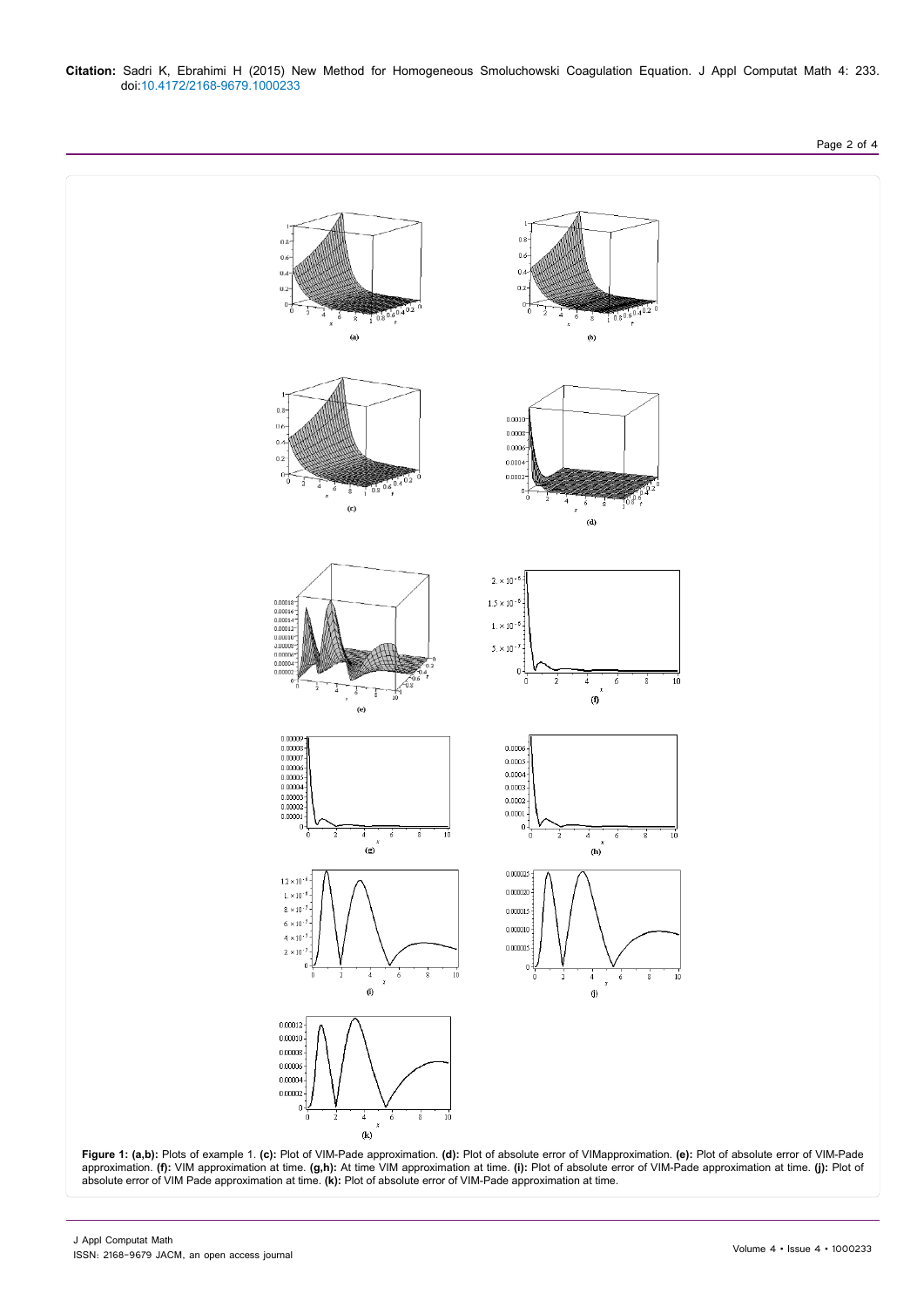**Figure 1: (a,b):** Plots of example 1. **(c):** Plot of VIM-Pade approximation. **(d):** Plot of absolute error of VIMapproximation. **(e):** Plot of absolute error of VIM-Pade approximation. **(f):** VIM approximation at time. **(g,h):** At time VIM approximation at time. **(i):** Plot of absolute error of VIM-Pade approximation at time. **(j):** Plot of absolute error of VIM Pade approximation at time. **(k):** Plot of absolute error of VIM-Pade approximation at time.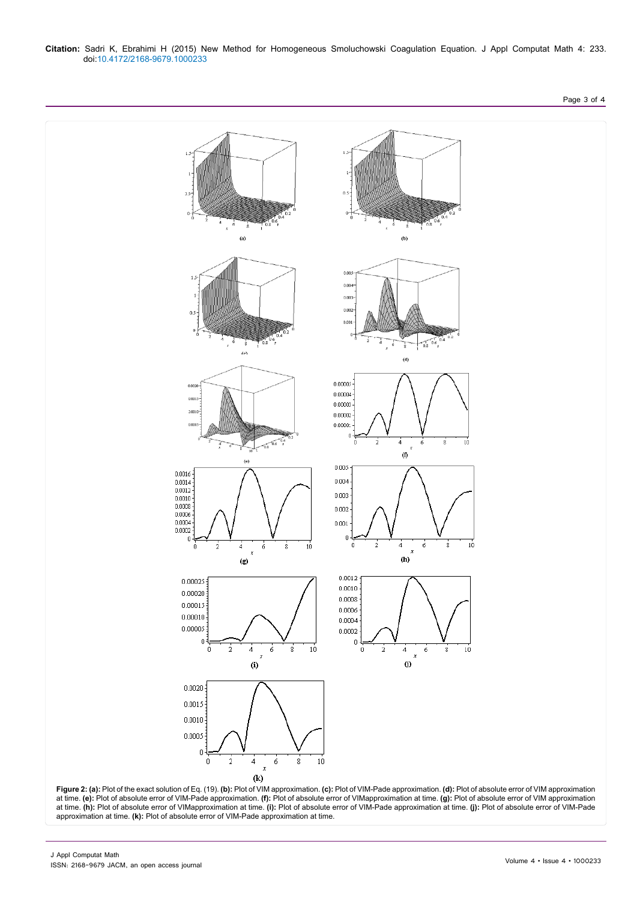**Figure 2: (a):** Plot of the exact solution of Eq. (19). **(b):** Plot of VIM approximation. **(c):** Plot of VIM-Pade approximation. **(d):** Plot of absolute error of VIM approximation at time. **(e):** Plot of absolute error of VIM-Pade approximation. **(f):** Plot of absolute error of VIMapproximation at time. **(g):** Plot of absolute error of VIM approximation at time. **(h):** Plot of absolute error of VIMapproximation at time. **(i):** Plot of absolute error of VIM-Pade approximation at time. **(j):** Plot of absolute error of VIM-Pade approximation at time. **(k):** Plot of absolute error of VIM-Pade approximation at time.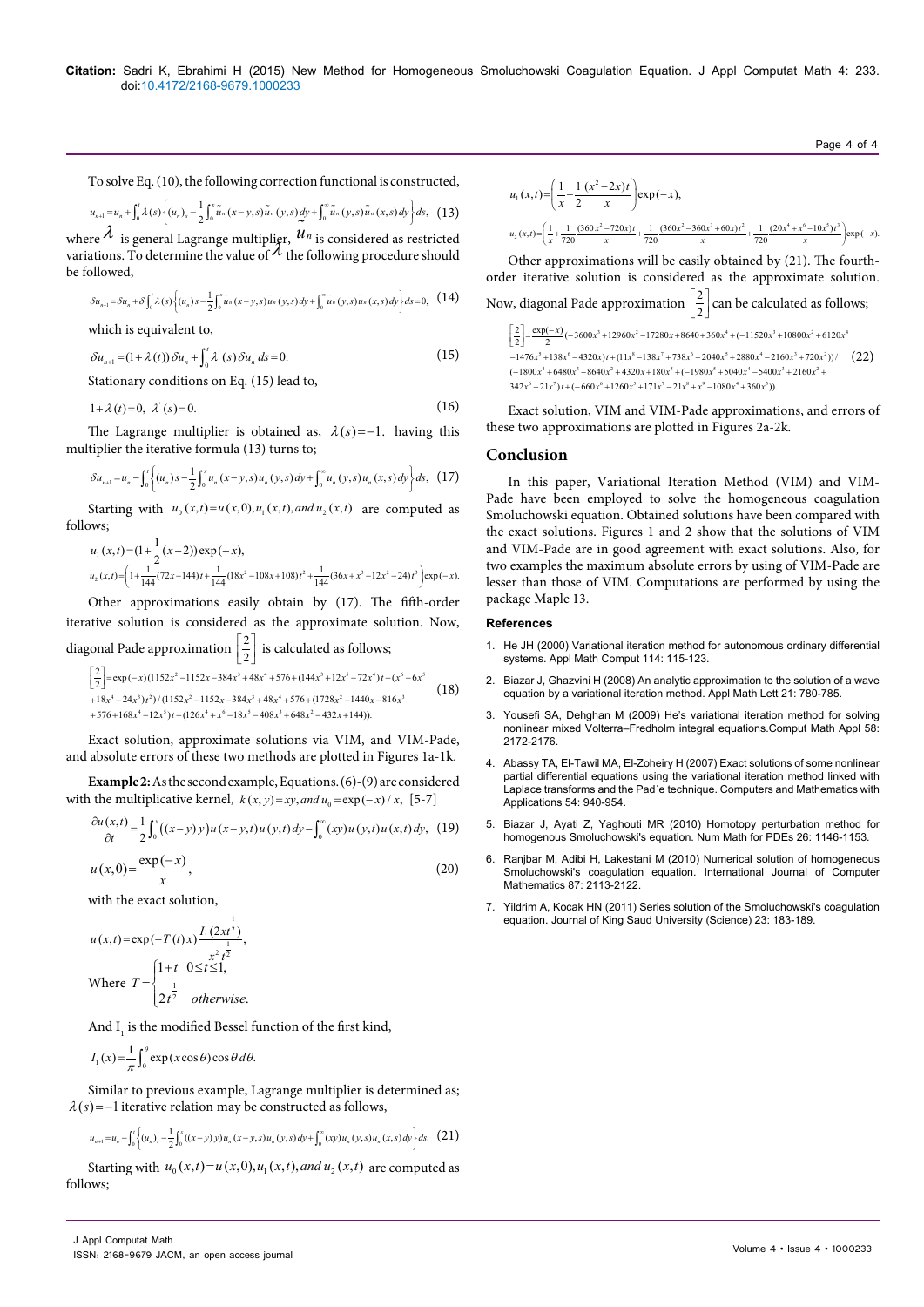To solve Eq. (10), the following correction functional is constructed,

$$u_{n+1}=u_n+\int_0^t \lambda(s)\left\{(u_n)_s-\frac{1}{2}\int_0^x \tilde{u}_n(x-y,s)\tilde{u}_n(y,s)dy+\int_0^\infty \tilde{u}_n(y,s)\tilde{u}_n(x,s)dy\right\}ds, \quad (13)$$

where $\lambda$ is general Lagrange multiplier, $\tilde{u}_n$ is considered as restricted variations. To determine the value of $\lambda$ the following procedure should be followed,

$$\delta u_{n+1}=\delta u_n+\delta\int_0^t \lambda(s)\left\{(u_n)s-\frac{1}{2}\int_0^x \tilde{u}_n(x-y,s)\tilde{u}_n(y,s)dy+\int_0^\infty \tilde{u}_n(y,s)\tilde{u}_n(x,s)dy\right\}ds=0, \quad (14)$$

which is equivalent to,

$$\delta u_{n+1}=(1+\lambda(t))\,\delta u_n+\int_0^t \lambda'(s)\,\delta u_n\,ds=0. \quad (15)$$

Stationary conditions on Eq. (15) lead to,

$$1+\lambda(t)=0,\ \lambda'(s)=0. \quad (16)$$

The Lagrange multiplier is obtained as, $\lambda(s)=-1$. having this multiplier the iterative formula (13) turns to;

$$\delta u_{n+1}=u_n-\int_0^t\left\{(u_n)s-\frac{1}{2}\int_0^x u_n(x-y,s)u_n(y,s)dy+\int_0^\infty u_n(y,s)u_n(x,s)dy\right\}ds, \quad (17)$$

Starting with $u_0(x,t)=u(x,0), u_1(x,t), and\, u_2(x,t)$ are computed as follows;

$$u_1(x,t)=(1+\frac{1}{2}(x-2))\exp(-x),$$

$$u_2(x,t)=\left(1+\frac{1}{144}(72x-144)t+\frac{1}{144}(18x^2-108x+108)t^2+\frac{1}{144}(36x+x^3-12x^2-24)t^3\right)\exp(-x).$$

Other approximations easily obtain by (17). The fifth-order iterative solution is considered as the approximate solution. Now, diagonal Pade approximation $\left[\frac{2}{2}\right]$ is calculated as follows;

$$\begin{aligned}\left[\frac{2}{2}\right]=&\exp(-x)(1152x^2-1152x-384x^3+48x^4+576+(144x^3+12x^5-72x^4)t+(x^6-6x^5\\&+18x^4-24x^3)t^2)/(1152x^2-1152x-384x^3+48x^4+576+(1728x^2-1440x-816x^3\\&+576+168x^4-12x^5)t+(126x^4+x^6-18x^5-408x^3+648x^2-432x+144)).\end{aligned} \quad (18)$$

Exact solution, approximate solutions via VIM, and VIM-Pade, and absolute errors of these two methods are plotted in Figures 1a-1k.

**Example 2:** As the second example, Equations. (6)-(9) are considered with the multiplicative kernel, $k(x,y)=xy, and\, u_0=\exp(-x)/x$, [5-7]

$$\frac{\partial u(x,t)}{\partial t}=\frac{1}{2}\int_0^x((x-y)y)u(x-y,t)u(y,t)dy-\int_0^\infty(xy)u(y,t)u(x,t)dy, \quad (19)$$

$$u(x,0)=\frac{\exp(-x)}{x}, \quad (20)$$

with the exact solution,

$$u(x,t)=\exp(-T(t)x)\frac{I_1(2xt^{\frac{1}{2}})}{x^2 t^{\frac{1}{2}}},$$

$$\text{Where } T=\begin{cases}1+t & 0\le t\le 1,\\ 2t^{\frac{1}{2}} & otherwise.\end{cases}$$

And $I_1$ is the modified Bessel function of the first kind,

$$I_1(x)=\frac{1}{\pi}\int_0^\theta \exp(x\cos\theta)\cos\theta\, d\theta.$$

Similar to previous example, Lagrange multiplier is determined as; $\lambda(s)=-1$ iterative relation may be constructed as follows,

$$u_{n+1}=u_n-\int_0^t\left\{(u_n)_s-\frac{1}{2}\int_0^x((x-y)y)u_n(x-y,s)u_n(y,s)dy+\int_0^\infty(xy)u_n(y,s)u_n(x,s)dy\right\}ds. \quad (21)$$

Starting with $u_0(x,t)=u(x,0), u_1(x,t), and\, u_2(x,t)$ are computed as follows;

$$u_1(x,t)=\left(\frac{1}{x}+\frac{1}{2}\frac{(x^2-2x)t}{x}\right)\exp(-x),$$

$$u_2(x,t)=\left(\frac{1}{x}+\frac{1}{720}\frac{(360x^2-720x)t}{x}+\frac{1}{720}\frac{(360x^2-360x^3+60x)t^2}{x}+\frac{1}{720}\frac{(20x^4+x^6-10x^5)t^3}{x}\right)\exp(-x).$$

Other approximations will be easily obtained by (21). The fourth-order iterative solution is considered as the approximate solution. Now, diagonal Pade approximation $\left[\frac{2}{2}\right]$ can be calculated as follows;

$$\begin{aligned}\left[\frac{2}{2}\right]=&\frac{\exp(-x)}{2}(-3600x^3+12960x^2-17280x+8640+360x^4+(-11520x^3+10800x^2+6120x^4\\&-1476x^5+138x^6-4320x)t+(11x^8-138x^7+738x^6-2040x^5+2880x^4-2160x^3+720x^2))/\\&(-1800x^4+6480x^3-8640x^2+4320x+180x^5+(-1980x^5+5040x^4-5400x^3+2160x^2+\\&342x^6-21x^7)t+(-660x^6+1260x^5+171x^7-21x^8+x^9-1080x^4+360x^3)).\end{aligned} \quad (22)$$

Exact solution, VIM and VIM-Pade approximations, and errors of these two approximations are plotted in Figures 2a-2k.

## Conclusion

In this paper, Variational Iteration Method (VIM) and VIM-Pade have been employed to solve the homogeneous coagulation Smoluchowski equation. Obtained solutions have been compared with the exact solutions. Figures 1 and 2 show that the solutions of VIM and VIM-Pade are in good agreement with exact solutions. Also, for two examples the maximum absolute errors by using of VIM-Pade are lesser than those of VIM. Computations are performed by using the package Maple 13.

### References

1. He JH (2000) Variational iteration method for autonomous ordinary differential systems. Appl Math Comput 114: 115-123.
2. Biazar J, Ghazvini H (2008) An analytic approximation to the solution of a wave equation by a variational iteration method. Appl Math Lett 21: 780-785.
3. Yousefi SA, Dehghan M (2009) He's variational iteration method for solving nonlinear mixed Volterra–Fredholm integral equations.Comput Math Appl 58: 2172-2176.
4. Abassy TA, El-Tawil MA, El-Zoheiry H (2007) Exact solutions of some nonlinear partial differential equations using the variational iteration method linked with Laplace transforms and the Pad´e technique. Computers and Mathematics with Applications 54: 940-954.
5. Biazar J, Ayati Z, Yaghouti MR (2010) Homotopy perturbation method for homogenous Smoluchowski's equation. Num Math for PDEs 26: 1146-1153.
6. Ranjbar M, Adibi H, Lakestani M (2010) Numerical solution of homogeneous Smoluchowski's coagulation equation. International Journal of Computer Mathematics 87: 2113-2122.
7. Yildrim A, Kocak HN (2011) Series solution of the Smoluchowski's coagulation equation. Journal of King Saud University (Science) 23: 183-189.